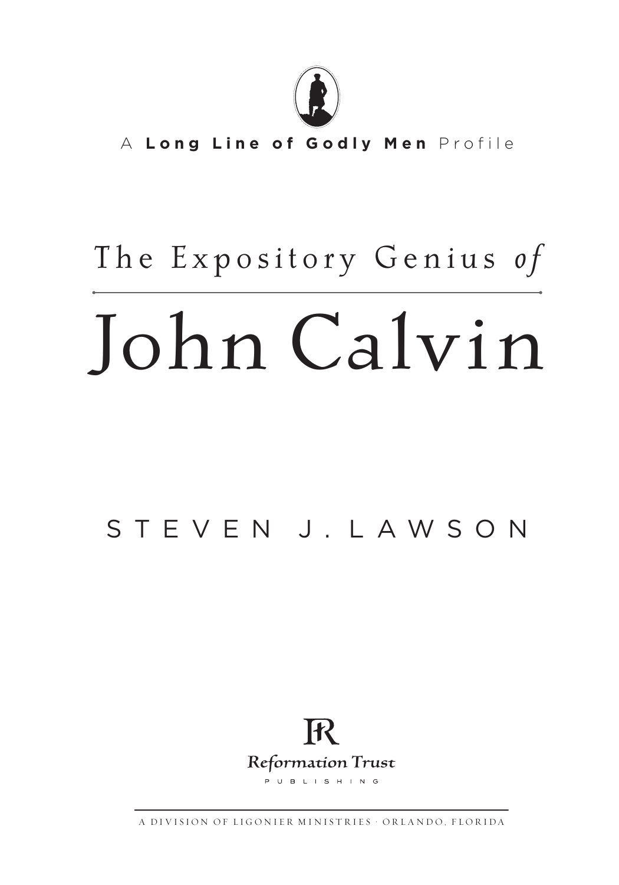A **Long Line of Godly Men** Profile

# The Expository Genius *of* John Calvin

STEVEN J. LAWSON

Reformation Trust

PUBLISHING

A DIVISION OF LIGONIER MINISTRIES · ORLANDO, FLORIDA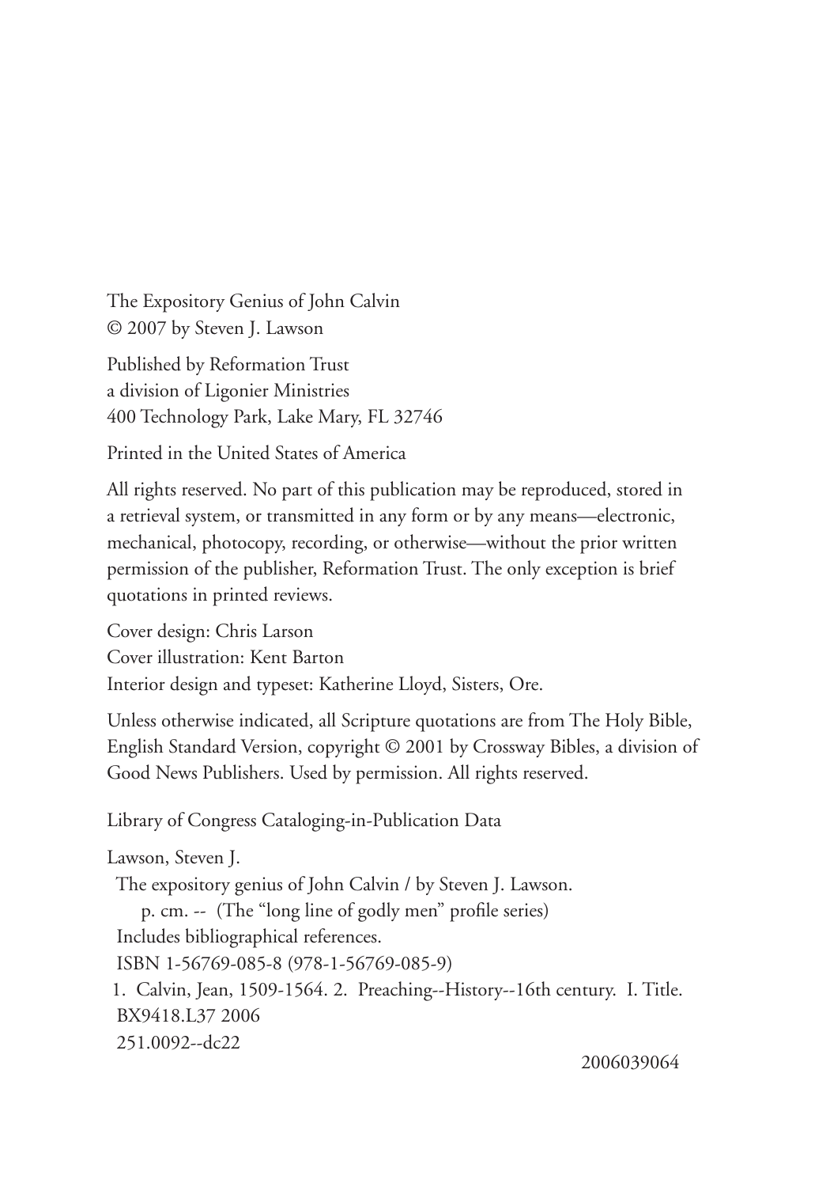The Expository Genius of John Calvin
© 2007 by Steven J. Lawson

Published by Reformation Trust
a division of Ligonier Ministries
400 Technology Park, Lake Mary, FL 32746

Printed in the United States of America

All rights reserved. No part of this publication may be reproduced, stored in a retrieval system, or transmitted in any form or by any means—electronic, mechanical, photocopy, recording, or otherwise—without the prior written permission of the publisher, Reformation Trust. The only exception is brief quotations in printed reviews.

Cover design: Chris Larson
Cover illustration: Kent Barton
Interior design and typeset: Katherine Lloyd, Sisters, Ore.

Unless otherwise indicated, all Scripture quotations are from The Holy Bible, English Standard Version, copyright © 2001 by Crossway Bibles, a division of Good News Publishers. Used by permission. All rights reserved.

Library of Congress Cataloging-in-Publication Data

Lawson, Steven J.
The expository genius of John Calvin / by Steven J. Lawson.
p. cm. -- (The "long line of godly men" profile series)
Includes bibliographical references.
ISBN 1-56769-085-8 (978-1-56769-085-9)
1. Calvin, Jean, 1509-1564. 2. Preaching--History--16th century. I. Title.
BX9418.L37 2006
251.0092--dc22

2006039064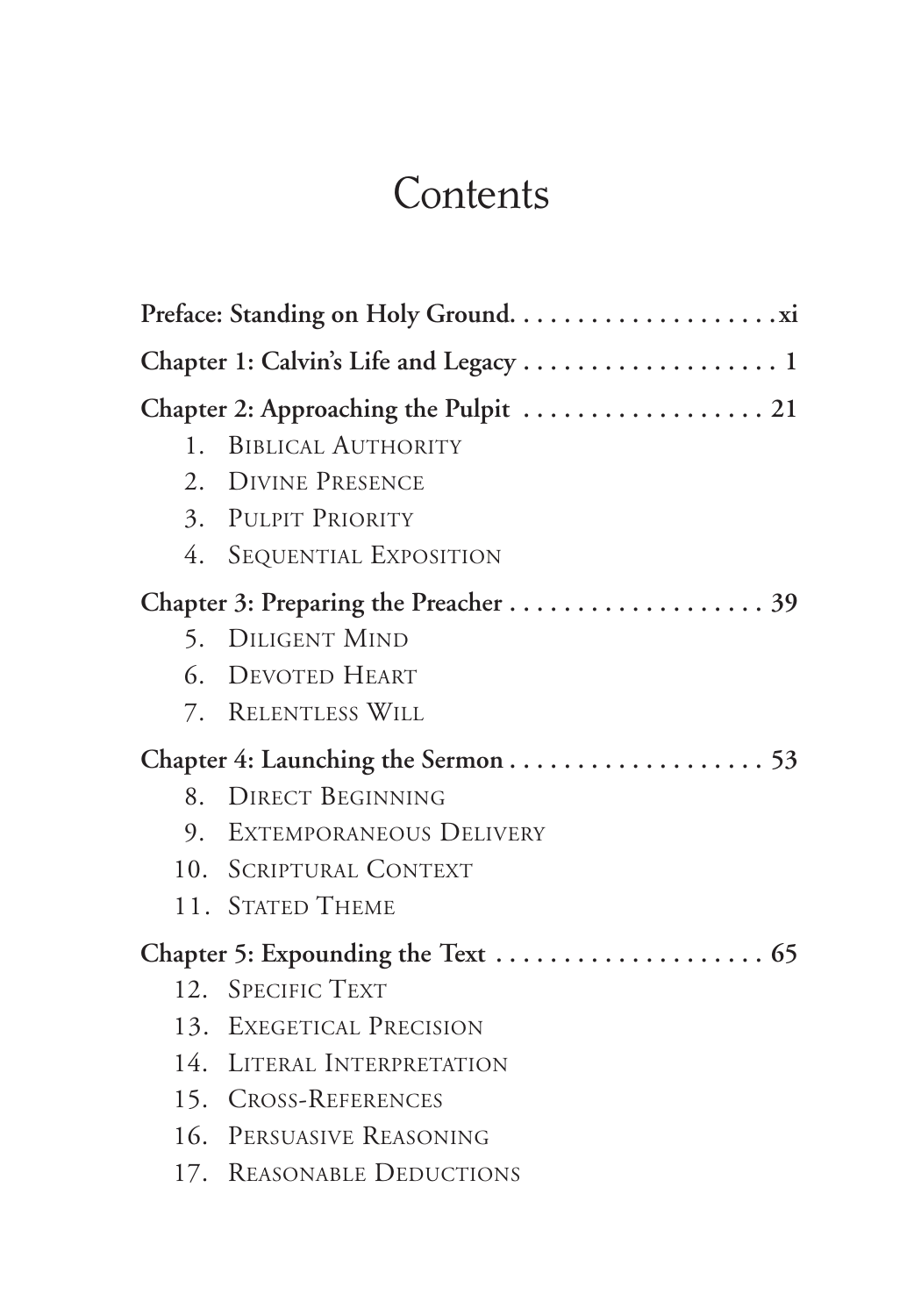# Contents

**Preface: Standing on Holy Ground.** . . . . . . . . . . . . . . . . . . . **xi**

**Chapter 1: Calvin's Life and Legacy** . . . . . . . . . . . . . . . . . . . **1**

**Chapter 2: Approaching the Pulpit** . . . . . . . . . . . . . . . . . . **21**

1. Biblical Authority
2. Divine Presence
3. Pulpit Priority
4. Sequential Exposition

**Chapter 3: Preparing the Preacher** . . . . . . . . . . . . . . . . . . . **39**

5. Diligent Mind
6. Devoted Heart
7. Relentless Will

**Chapter 4: Launching the Sermon** . . . . . . . . . . . . . . . . . . . **53**

8. Direct Beginning
9. Extemporaneous Delivery
10. Scriptural Context
11. Stated Theme

**Chapter 5: Expounding the Text** . . . . . . . . . . . . . . . . . . . . **65**

12. Specific Text
13. Exegetical Precision
14. Literal Interpretation
15. Cross-References
16. Persuasive Reasoning
17. Reasonable Deductions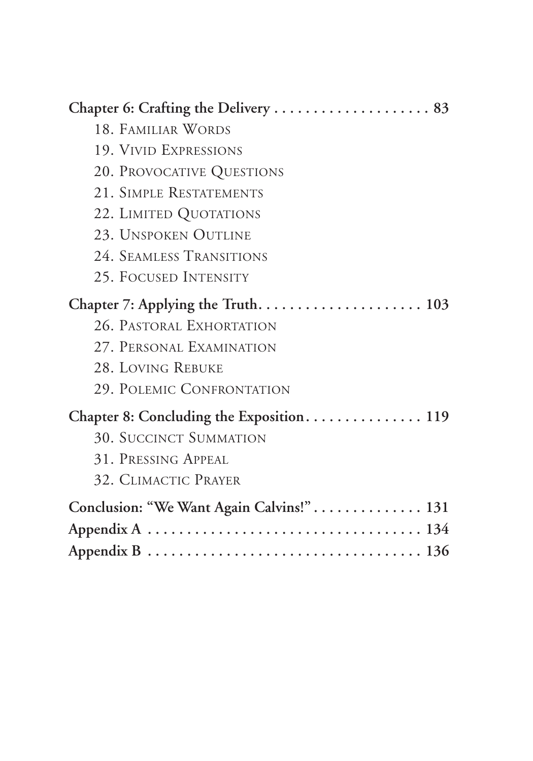**Chapter 6: Crafting the Delivery . . . . . . . . . . . . . . . . . . . . 83**

- 18. Familiar Words
- 19. Vivid Expressions
- 20. Provocative Questions
- 21. Simple Restatements
- 22. Limited Quotations
- 23. Unspoken Outline
- 24. Seamless Transitions
- 25. Focused Intensity

**Chapter 7: Applying the Truth. . . . . . . . . . . . . . . . . . . . . 103**

- 26. Pastoral Exhortation
- 27. Personal Examination
- 28. Loving Rebuke
- 29. Polemic Confrontation

**Chapter 8: Concluding the Exposition. . . . . . . . . . . . . . . 119**

- 30. Succinct Summation
- 31. Pressing Appeal
- 32. Climactic Prayer

**Conclusion: "We Want Again Calvins!" . . . . . . . . . . . . . . 131**

**Appendix A . . . . . . . . . . . . . . . . . . . . . . . . . . . . . . . . . . 134**

**Appendix B . . . . . . . . . . . . . . . . . . . . . . . . . . . . . . . . . . 136**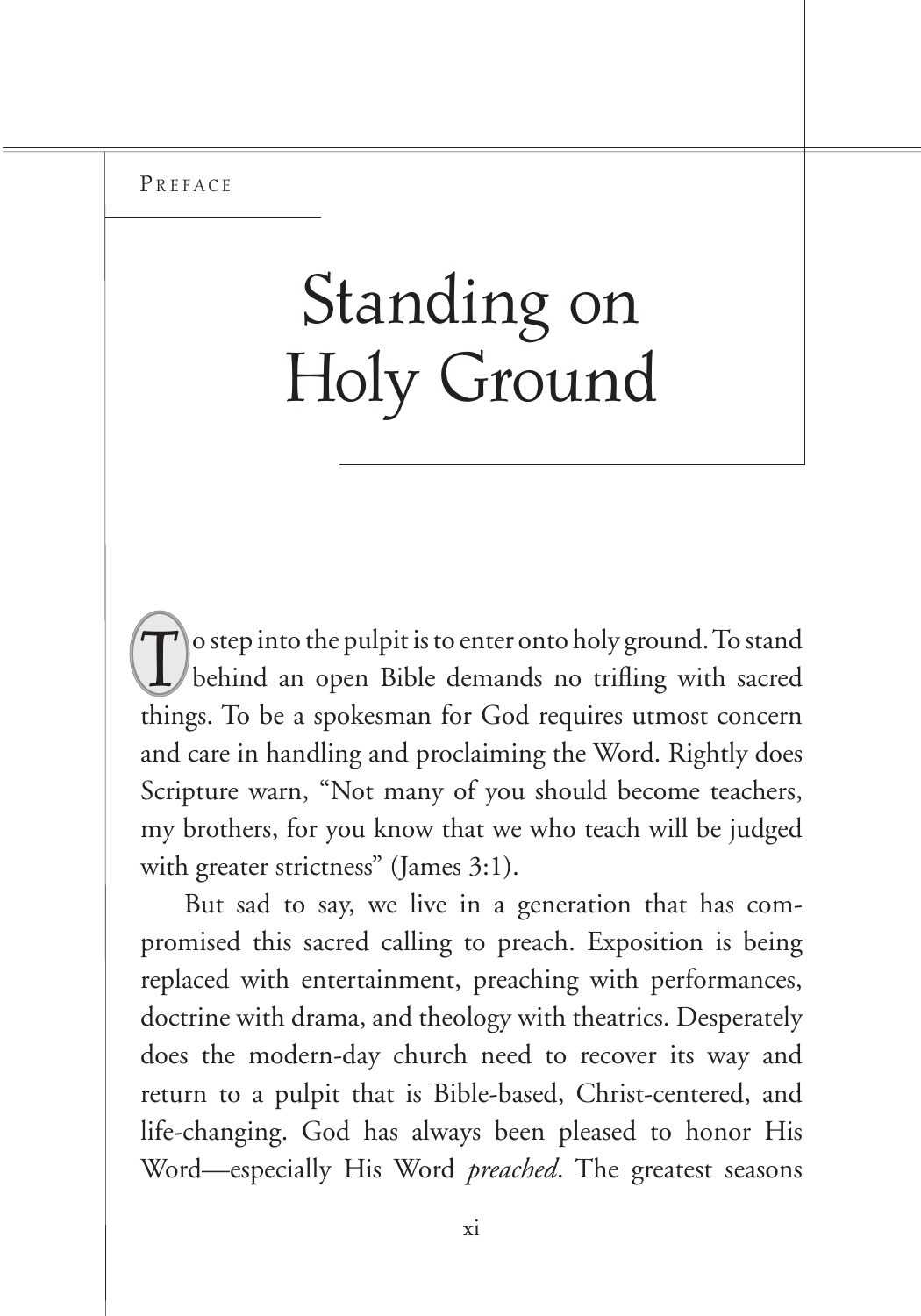PREFACE

# Standing on Holy Ground

To step into the pulpit is to enter onto holy ground. To stand behind an open Bible demands no trifling with sacred things. To be a spokesman for God requires utmost concern and care in handling and proclaiming the Word. Rightly does Scripture warn, "Not many of you should become teachers, my brothers, for you know that we who teach will be judged with greater strictness" (James 3:1).

But sad to say, we live in a generation that has compromised this sacred calling to preach. Exposition is being replaced with entertainment, preaching with performances, doctrine with drama, and theology with theatrics. Desperately does the modern-day church need to recover its way and return to a pulpit that is Bible-based, Christ-centered, and life-changing. God has always been pleased to honor His Word—especially His Word *preached*. The greatest seasons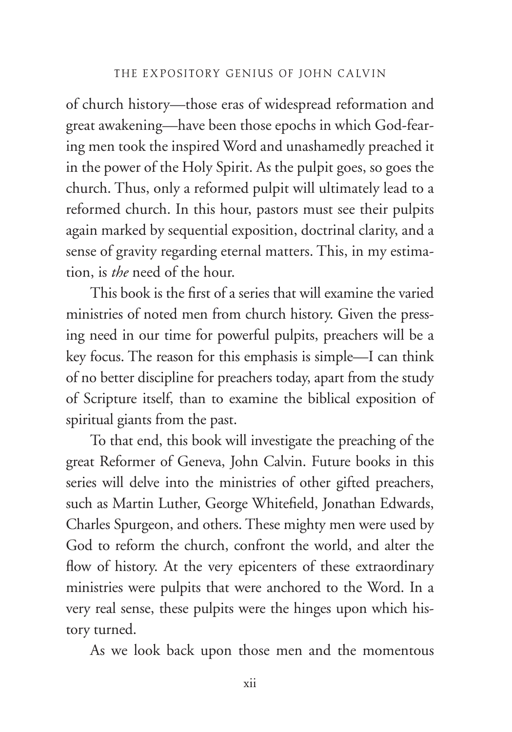of church history—those eras of widespread reformation and great awakening—have been those epochs in which God-fearing men took the inspired Word and unashamedly preached it in the power of the Holy Spirit. As the pulpit goes, so goes the church. Thus, only a reformed pulpit will ultimately lead to a reformed church. In this hour, pastors must see their pulpits again marked by sequential exposition, doctrinal clarity, and a sense of gravity regarding eternal matters. This, in my estimation, is *the* need of the hour.

This book is the first of a series that will examine the varied ministries of noted men from church history. Given the pressing need in our time for powerful pulpits, preachers will be a key focus. The reason for this emphasis is simple—I can think of no better discipline for preachers today, apart from the study of Scripture itself, than to examine the biblical exposition of spiritual giants from the past.

To that end, this book will investigate the preaching of the great Reformer of Geneva, John Calvin. Future books in this series will delve into the ministries of other gifted preachers, such as Martin Luther, George Whitefield, Jonathan Edwards, Charles Spurgeon, and others. These mighty men were used by God to reform the church, confront the world, and alter the flow of history. At the very epicenters of these extraordinary ministries were pulpits that were anchored to the Word. In a very real sense, these pulpits were the hinges upon which history turned.

As we look back upon those men and the momentous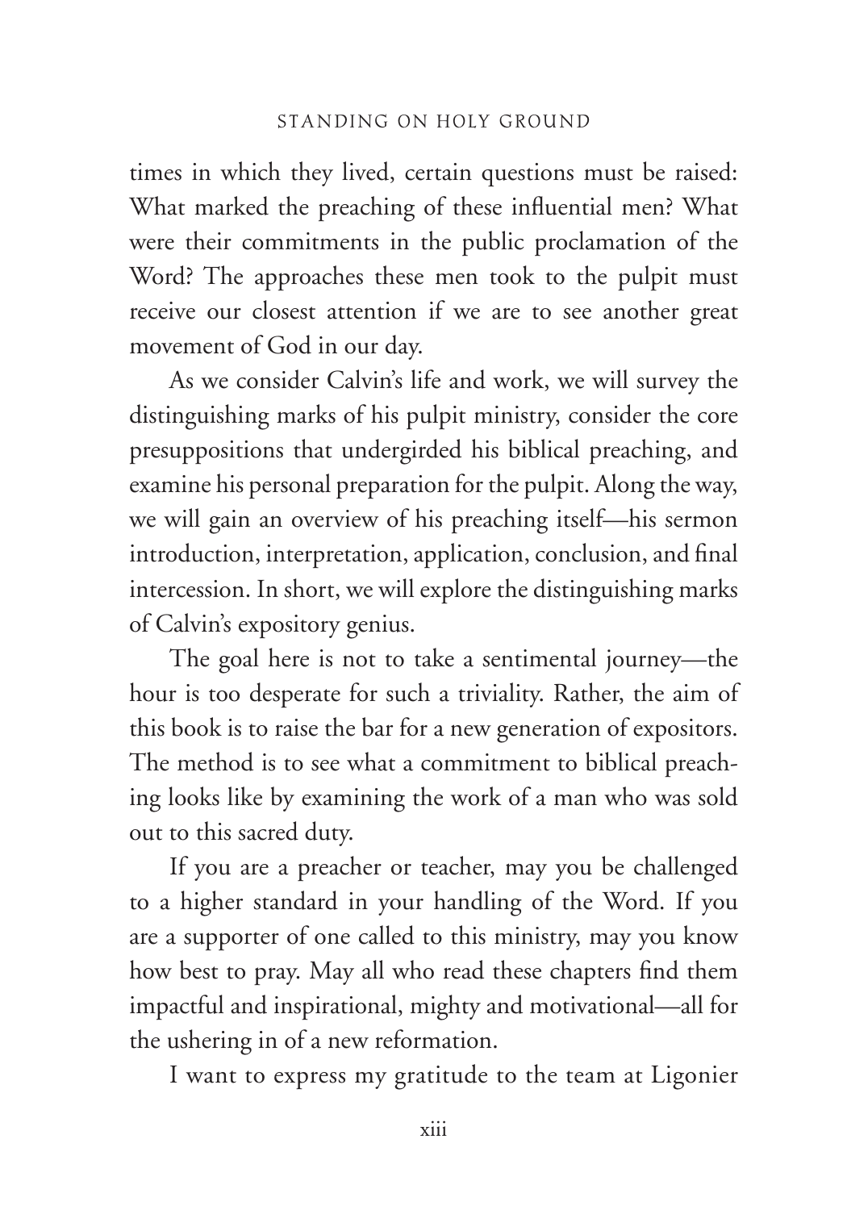times in which they lived, certain questions must be raised: What marked the preaching of these influential men? What were their commitments in the public proclamation of the Word? The approaches these men took to the pulpit must receive our closest attention if we are to see another great movement of God in our day.

As we consider Calvin's life and work, we will survey the distinguishing marks of his pulpit ministry, consider the core presuppositions that undergirded his biblical preaching, and examine his personal preparation for the pulpit. Along the way, we will gain an overview of his preaching itself—his sermon introduction, interpretation, application, conclusion, and final intercession. In short, we will explore the distinguishing marks of Calvin's expository genius.

The goal here is not to take a sentimental journey—the hour is too desperate for such a triviality. Rather, the aim of this book is to raise the bar for a new generation of expositors. The method is to see what a commitment to biblical preaching looks like by examining the work of a man who was sold out to this sacred duty.

If you are a preacher or teacher, may you be challenged to a higher standard in your handling of the Word. If you are a supporter of one called to this ministry, may you know how best to pray. May all who read these chapters find them impactful and inspirational, mighty and motivational—all for the ushering in of a new reformation.

I want to express my gratitude to the team at Ligonier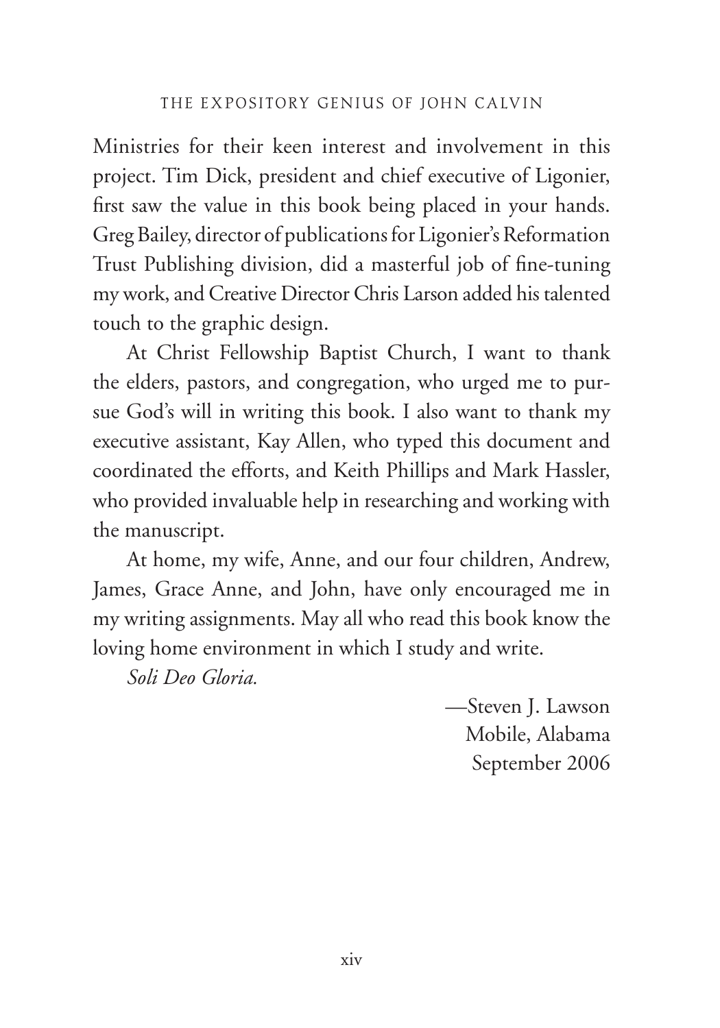Ministries for their keen interest and involvement in this project. Tim Dick, president and chief executive of Ligonier, first saw the value in this book being placed in your hands. Greg Bailey, director of publications for Ligonier's Reformation Trust Publishing division, did a masterful job of fine-tuning my work, and Creative Director Chris Larson added his talented touch to the graphic design.

At Christ Fellowship Baptist Church, I want to thank the elders, pastors, and congregation, who urged me to pursue God's will in writing this book. I also want to thank my executive assistant, Kay Allen, who typed this document and coordinated the efforts, and Keith Phillips and Mark Hassler, who provided invaluable help in researching and working with the manuscript.

At home, my wife, Anne, and our four children, Andrew, James, Grace Anne, and John, have only encouraged me in my writing assignments. May all who read this book know the loving home environment in which I study and write.

*Soli Deo Gloria.*

—Steven J. Lawson  
Mobile, Alabama  
September 2006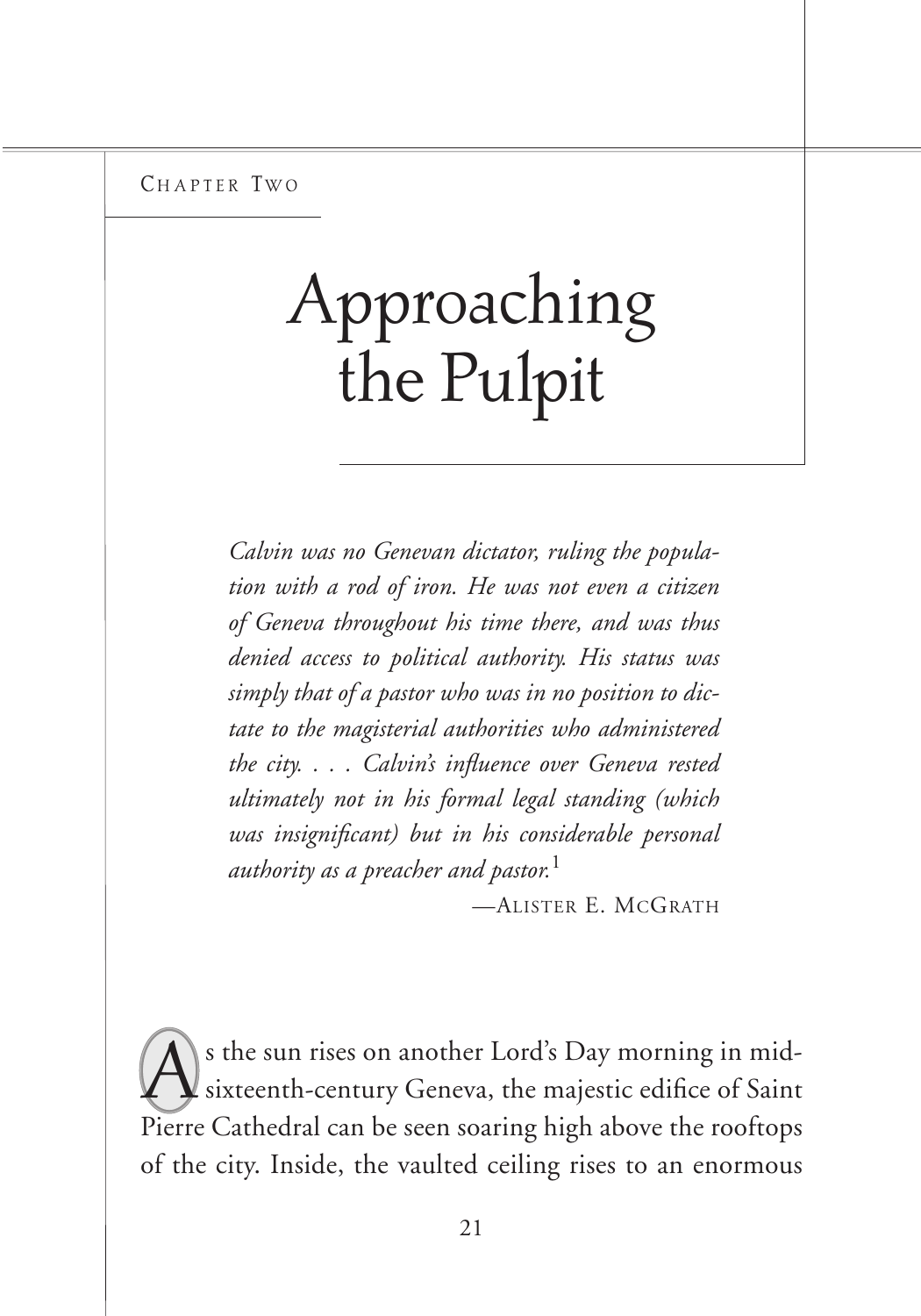Chapter Two

# Approaching the Pulpit

*Calvin was no Genevan dictator, ruling the population with a rod of iron. He was not even a citizen of Geneva throughout his time there, and was thus denied access to political authority. His status was simply that of a pastor who was in no position to dictate to the magisterial authorities who administered the city. . . . Calvin's influence over Geneva rested ultimately not in his formal legal standing (which was insignificant) but in his considerable personal authority as a preacher and pastor.*[1]

—Alister E. McGrath

As the sun rises on another Lord's Day morning in mid-sixteenth-century Geneva, the majestic edifice of Saint Pierre Cathedral can be seen soaring high above the rooftops of the city. Inside, the vaulted ceiling rises to an enormous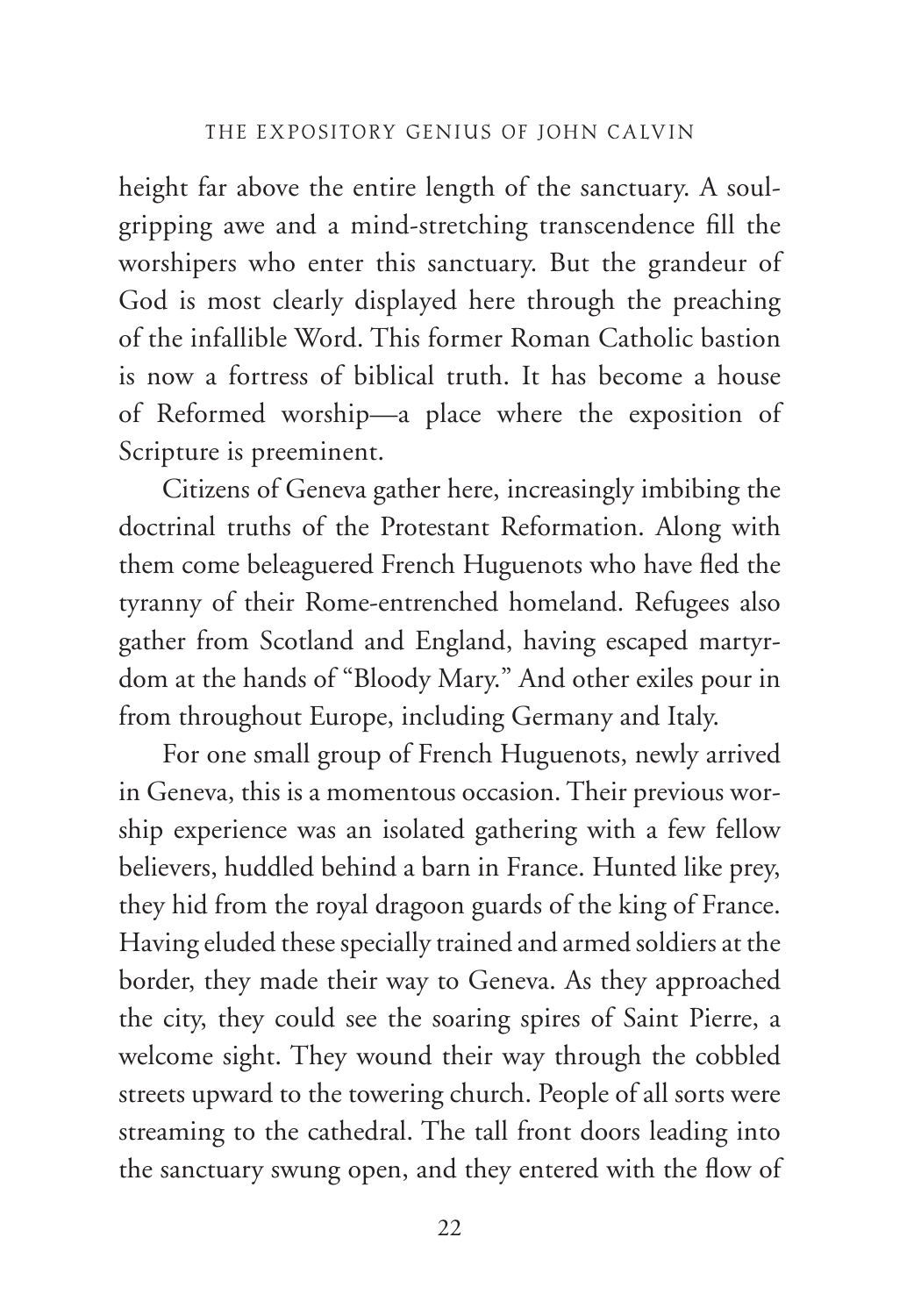height far above the entire length of the sanctuary. A soul-gripping awe and a mind-stretching transcendence fill the worshipers who enter this sanctuary. But the grandeur of God is most clearly displayed here through the preaching of the infallible Word. This former Roman Catholic bastion is now a fortress of biblical truth. It has become a house of Reformed worship—a place where the exposition of Scripture is preeminent.

Citizens of Geneva gather here, increasingly imbibing the doctrinal truths of the Protestant Reformation. Along with them come beleaguered French Huguenots who have fled the tyranny of their Rome-entrenched homeland. Refugees also gather from Scotland and England, having escaped martyrdom at the hands of "Bloody Mary." And other exiles pour in from throughout Europe, including Germany and Italy.

For one small group of French Huguenots, newly arrived in Geneva, this is a momentous occasion. Their previous worship experience was an isolated gathering with a few fellow believers, huddled behind a barn in France. Hunted like prey, they hid from the royal dragoon guards of the king of France. Having eluded these specially trained and armed soldiers at the border, they made their way to Geneva. As they approached the city, they could see the soaring spires of Saint Pierre, a welcome sight. They wound their way through the cobbled streets upward to the towering church. People of all sorts were streaming to the cathedral. The tall front doors leading into the sanctuary swung open, and they entered with the flow of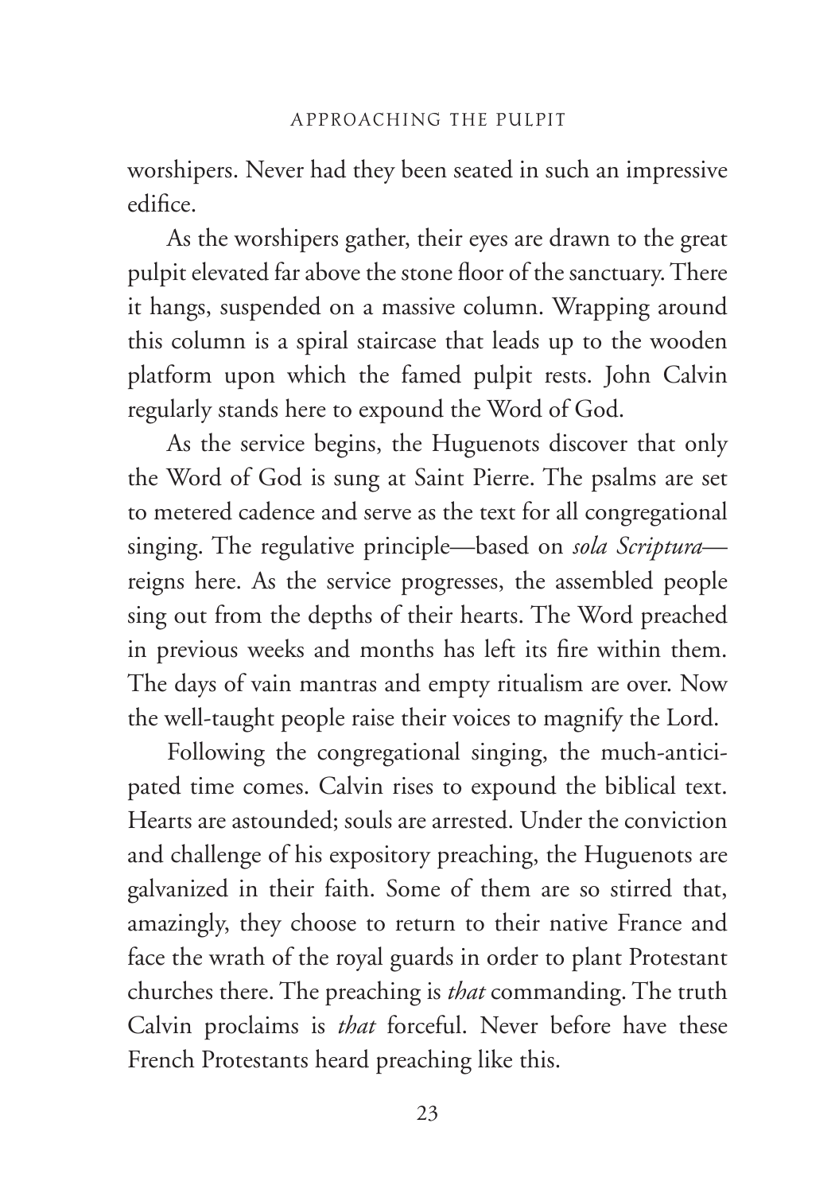worshipers. Never had they been seated in such an impressive edifice.

As the worshipers gather, their eyes are drawn to the great pulpit elevated far above the stone floor of the sanctuary. There it hangs, suspended on a massive column. Wrapping around this column is a spiral staircase that leads up to the wooden platform upon which the famed pulpit rests. John Calvin regularly stands here to expound the Word of God.

As the service begins, the Huguenots discover that only the Word of God is sung at Saint Pierre. The psalms are set to metered cadence and serve as the text for all congregational singing. The regulative principle—based on *sola Scriptura*—reigns here. As the service progresses, the assembled people sing out from the depths of their hearts. The Word preached in previous weeks and months has left its fire within them. The days of vain mantras and empty ritualism are over. Now the well-taught people raise their voices to magnify the Lord.

Following the congregational singing, the much-anticipated time comes. Calvin rises to expound the biblical text. Hearts are astounded; souls are arrested. Under the conviction and challenge of his expository preaching, the Huguenots are galvanized in their faith. Some of them are so stirred that, amazingly, they choose to return to their native France and face the wrath of the royal guards in order to plant Protestant churches there. The preaching is *that* commanding. The truth Calvin proclaims is *that* forceful. Never before have these French Protestants heard preaching like this.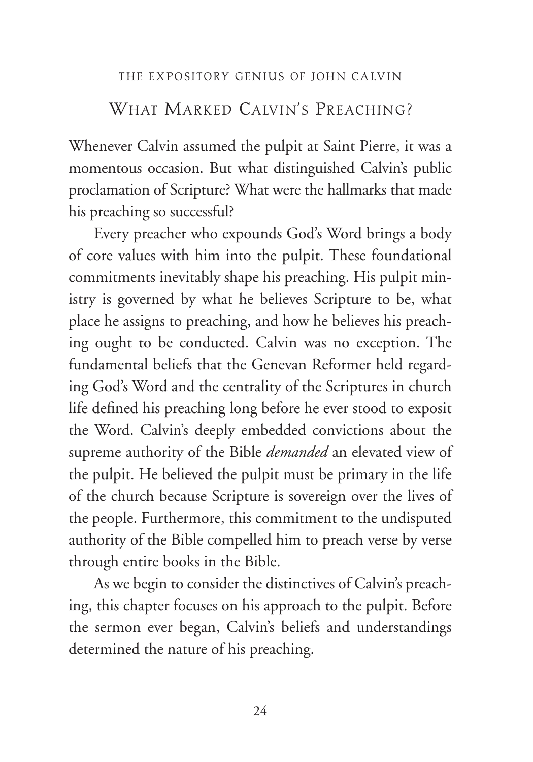## What Marked Calvin's Preaching?

Whenever Calvin assumed the pulpit at Saint Pierre, it was a momentous occasion. But what distinguished Calvin's public proclamation of Scripture? What were the hallmarks that made his preaching so successful?

Every preacher who expounds God's Word brings a body of core values with him into the pulpit. These foundational commitments inevitably shape his preaching. His pulpit ministry is governed by what he believes Scripture to be, what place he assigns to preaching, and how he believes his preaching ought to be conducted. Calvin was no exception. The fundamental beliefs that the Genevan Reformer held regarding God's Word and the centrality of the Scriptures in church life defined his preaching long before he ever stood to exposit the Word. Calvin's deeply embedded convictions about the supreme authority of the Bible *demanded* an elevated view of the pulpit. He believed the pulpit must be primary in the life of the church because Scripture is sovereign over the lives of the people. Furthermore, this commitment to the undisputed authority of the Bible compelled him to preach verse by verse through entire books in the Bible.

As we begin to consider the distinctives of Calvin's preaching, this chapter focuses on his approach to the pulpit. Before the sermon ever began, Calvin's beliefs and understandings determined the nature of his preaching.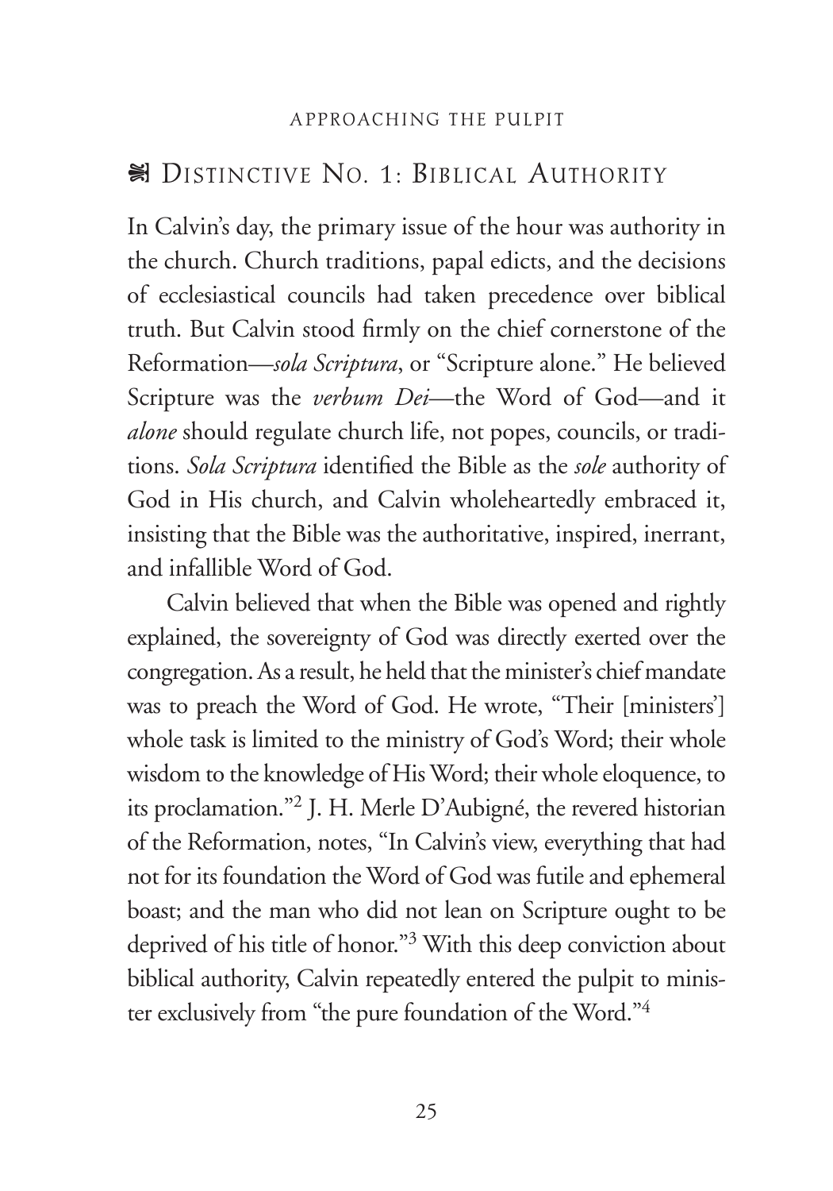## Distinctive No. 1: Biblical Authority

In Calvin's day, the primary issue of the hour was authority in the church. Church traditions, papal edicts, and the decisions of ecclesiastical councils had taken precedence over biblical truth. But Calvin stood firmly on the chief cornerstone of the Reformation—*sola Scriptura*, or "Scripture alone." He believed Scripture was the *verbum Dei*—the Word of God—and it *alone* should regulate church life, not popes, councils, or traditions. *Sola Scriptura* identified the Bible as the *sole* authority of God in His church, and Calvin wholeheartedly embraced it, insisting that the Bible was the authoritative, inspired, inerrant, and infallible Word of God.

Calvin believed that when the Bible was opened and rightly explained, the sovereignty of God was directly exerted over the congregation. As a result, he held that the minister's chief mandate was to preach the Word of God. He wrote, "Their [ministers'] whole task is limited to the ministry of God's Word; their whole wisdom to the knowledge of His Word; their whole eloquence, to its proclamation."[2] J. H. Merle D'Aubigné, the revered historian of the Reformation, notes, "In Calvin's view, everything that had not for its foundation the Word of God was futile and ephemeral boast; and the man who did not lean on Scripture ought to be deprived of his title of honor."[3] With this deep conviction about biblical authority, Calvin repeatedly entered the pulpit to minister exclusively from "the pure foundation of the Word."[4]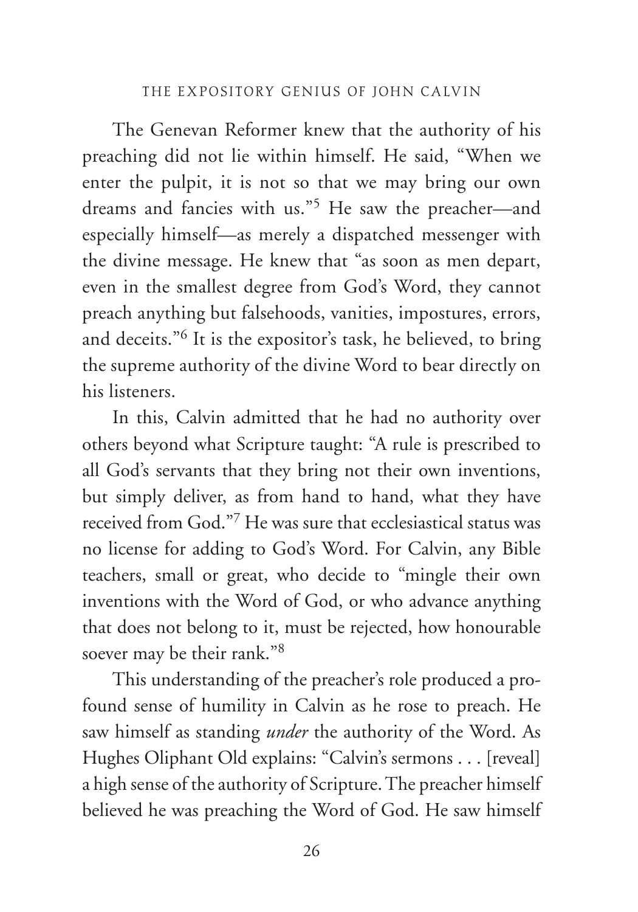The Genevan Reformer knew that the authority of his preaching did not lie within himself. He said, "When we enter the pulpit, it is not so that we may bring our own dreams and fancies with us."[5] He saw the preacher—and especially himself—as merely a dispatched messenger with the divine message. He knew that "as soon as men depart, even in the smallest degree from God's Word, they cannot preach anything but falsehoods, vanities, impostures, errors, and deceits."[6] It is the expositor's task, he believed, to bring the supreme authority of the divine Word to bear directly on his listeners.

In this, Calvin admitted that he had no authority over others beyond what Scripture taught: "A rule is prescribed to all God's servants that they bring not their own inventions, but simply deliver, as from hand to hand, what they have received from God."[7] He was sure that ecclesiastical status was no license for adding to God's Word. For Calvin, any Bible teachers, small or great, who decide to "mingle their own inventions with the Word of God, or who advance anything that does not belong to it, must be rejected, how honourable soever may be their rank."[8]

This understanding of the preacher's role produced a profound sense of humility in Calvin as he rose to preach. He saw himself as standing *under* the authority of the Word. As Hughes Oliphant Old explains: "Calvin's sermons . . . [reveal] a high sense of the authority of Scripture. The preacher himself believed he was preaching the Word of God. He saw himself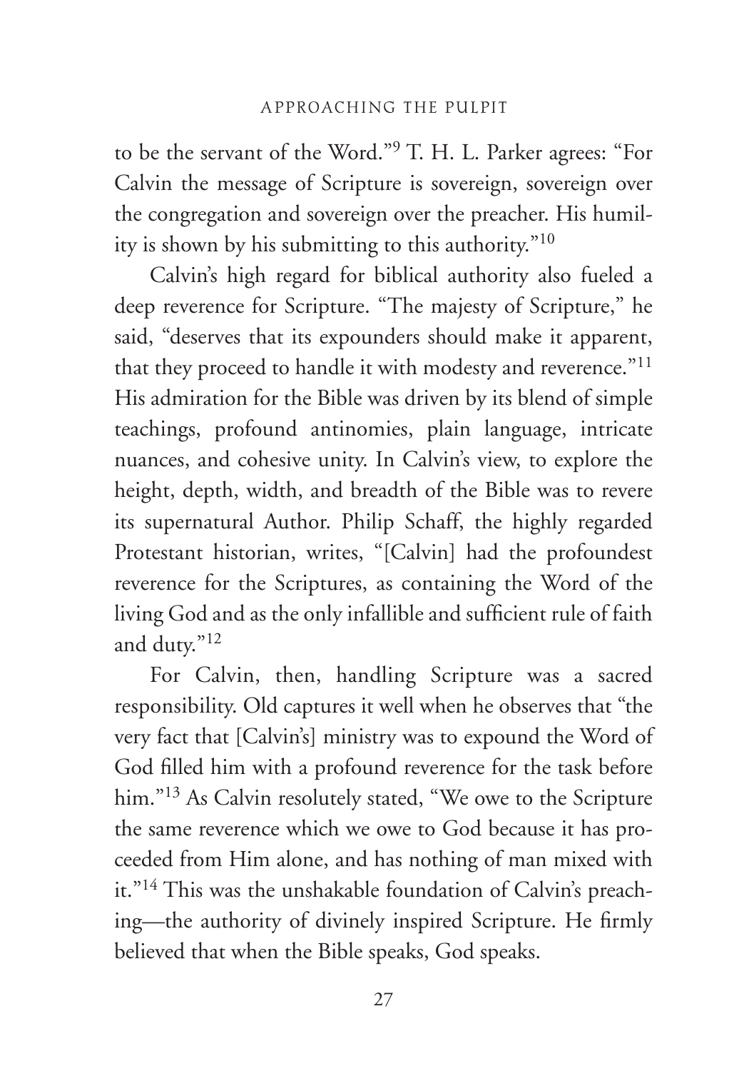to be the servant of the Word."[9] T. H. L. Parker agrees: "For Calvin the message of Scripture is sovereign, sovereign over the congregation and sovereign over the preacher. His humility is shown by his submitting to this authority."[10]

Calvin's high regard for biblical authority also fueled a deep reverence for Scripture. "The majesty of Scripture," he said, "deserves that its expounders should make it apparent, that they proceed to handle it with modesty and reverence."[11] His admiration for the Bible was driven by its blend of simple teachings, profound antinomies, plain language, intricate nuances, and cohesive unity. In Calvin's view, to explore the height, depth, width, and breadth of the Bible was to revere its supernatural Author. Philip Schaff, the highly regarded Protestant historian, writes, "[Calvin] had the profoundest reverence for the Scriptures, as containing the Word of the living God and as the only infallible and sufficient rule of faith and duty."[12]

For Calvin, then, handling Scripture was a sacred responsibility. Old captures it well when he observes that "the very fact that [Calvin's] ministry was to expound the Word of God filled him with a profound reverence for the task before him."[13] As Calvin resolutely stated, "We owe to the Scripture the same reverence which we owe to God because it has proceeded from Him alone, and has nothing of man mixed with it."[14] This was the unshakable foundation of Calvin's preaching—the authority of divinely inspired Scripture. He firmly believed that when the Bible speaks, God speaks.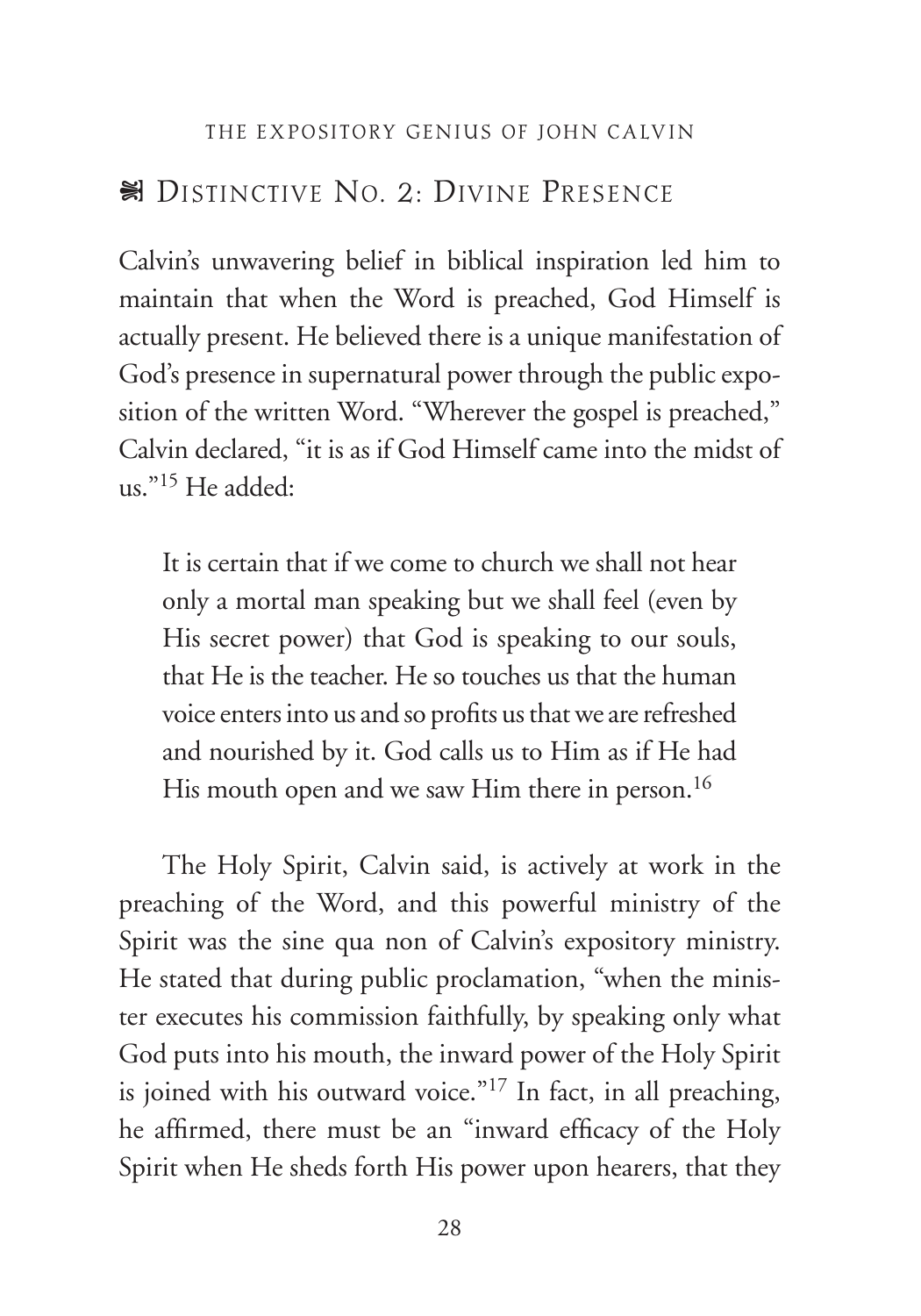## ☙ Distinctive No. 2: Divine Presence

Calvin's unwavering belief in biblical inspiration led him to maintain that when the Word is preached, God Himself is actually present. He believed there is a unique manifestation of God's presence in supernatural power through the public exposition of the written Word. "Wherever the gospel is preached," Calvin declared, "it is as if God Himself came into the midst of us."[15] He added:

> It is certain that if we come to church we shall not hear only a mortal man speaking but we shall feel (even by His secret power) that God is speaking to our souls, that He is the teacher. He so touches us that the human voice enters into us and so profits us that we are refreshed and nourished by it. God calls us to Him as if He had His mouth open and we saw Him there in person.[16]

The Holy Spirit, Calvin said, is actively at work in the preaching of the Word, and this powerful ministry of the Spirit was the sine qua non of Calvin's expository ministry. He stated that during public proclamation, "when the minister executes his commission faithfully, by speaking only what God puts into his mouth, the inward power of the Holy Spirit is joined with his outward voice."[17] In fact, in all preaching, he affirmed, there must be an "inward efficacy of the Holy Spirit when He sheds forth His power upon hearers, that they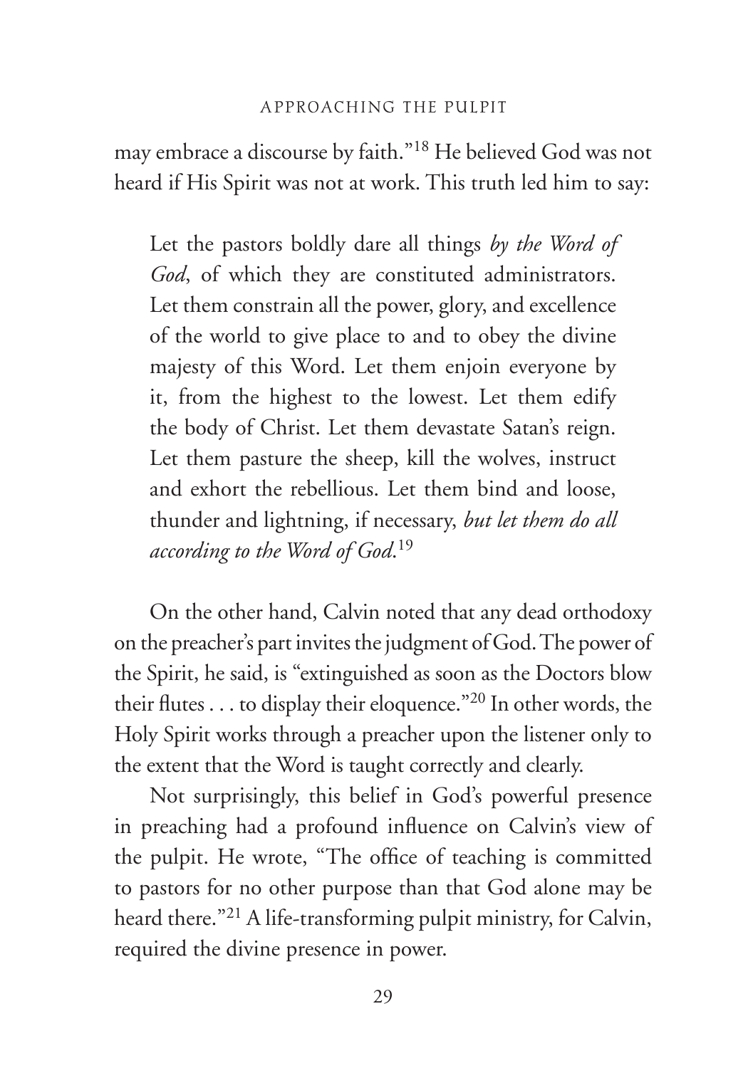may embrace a discourse by faith."[18] He believed God was not heard if His Spirit was not at work. This truth led him to say:

> Let the pastors boldly dare all things *by the Word of God*, of which they are constituted administrators. Let them constrain all the power, glory, and excellence of the world to give place to and to obey the divine majesty of this Word. Let them enjoin everyone by it, from the highest to the lowest. Let them edify the body of Christ. Let them devastate Satan's reign. Let them pasture the sheep, kill the wolves, instruct and exhort the rebellious. Let them bind and loose, thunder and lightning, if necessary, *but let them do all according to the Word of God*.[19]

On the other hand, Calvin noted that any dead orthodoxy on the preacher's part invites the judgment of God. The power of the Spirit, he said, is "extinguished as soon as the Doctors blow their flutes . . . to display their eloquence."[20] In other words, the Holy Spirit works through a preacher upon the listener only to the extent that the Word is taught correctly and clearly.

Not surprisingly, this belief in God's powerful presence in preaching had a profound influence on Calvin's view of the pulpit. He wrote, "The office of teaching is committed to pastors for no other purpose than that God alone may be heard there."[21] A life-transforming pulpit ministry, for Calvin, required the divine presence in power.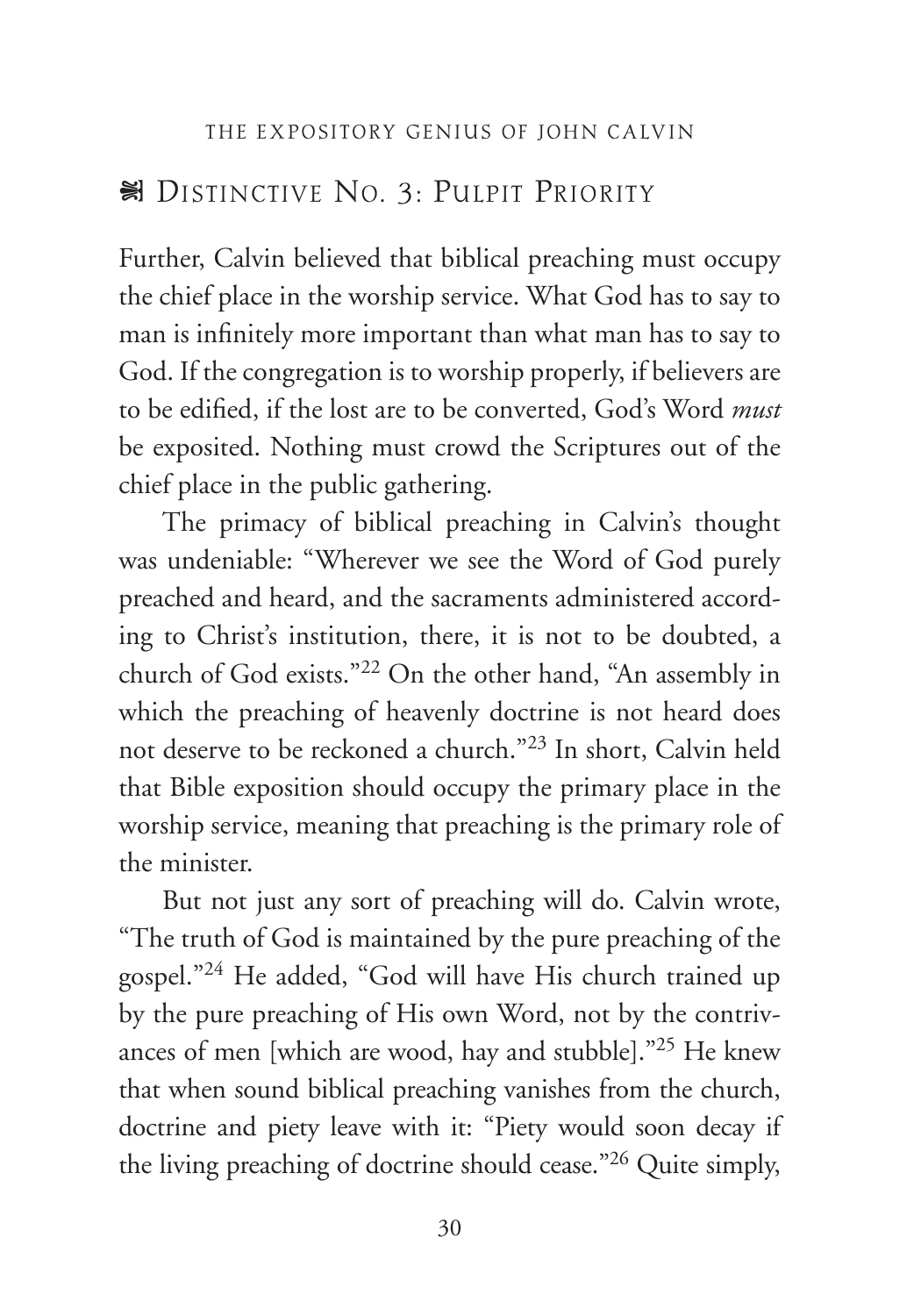## ☙ Distinctive No. 3: Pulpit Priority

Further, Calvin believed that biblical preaching must occupy the chief place in the worship service. What God has to say to man is infinitely more important than what man has to say to God. If the congregation is to worship properly, if believers are to be edified, if the lost are to be converted, God's Word *must* be exposited. Nothing must crowd the Scriptures out of the chief place in the public gathering.

The primacy of biblical preaching in Calvin's thought was undeniable: "Wherever we see the Word of God purely preached and heard, and the sacraments administered according to Christ's institution, there, it is not to be doubted, a church of God exists."[22] On the other hand, "An assembly in which the preaching of heavenly doctrine is not heard does not deserve to be reckoned a church."[23] In short, Calvin held that Bible exposition should occupy the primary place in the worship service, meaning that preaching is the primary role of the minister.

But not just any sort of preaching will do. Calvin wrote, "The truth of God is maintained by the pure preaching of the gospel."[24] He added, "God will have His church trained up by the pure preaching of His own Word, not by the contrivances of men [which are wood, hay and stubble]."[25] He knew that when sound biblical preaching vanishes from the church, doctrine and piety leave with it: "Piety would soon decay if the living preaching of doctrine should cease."[26] Quite simply,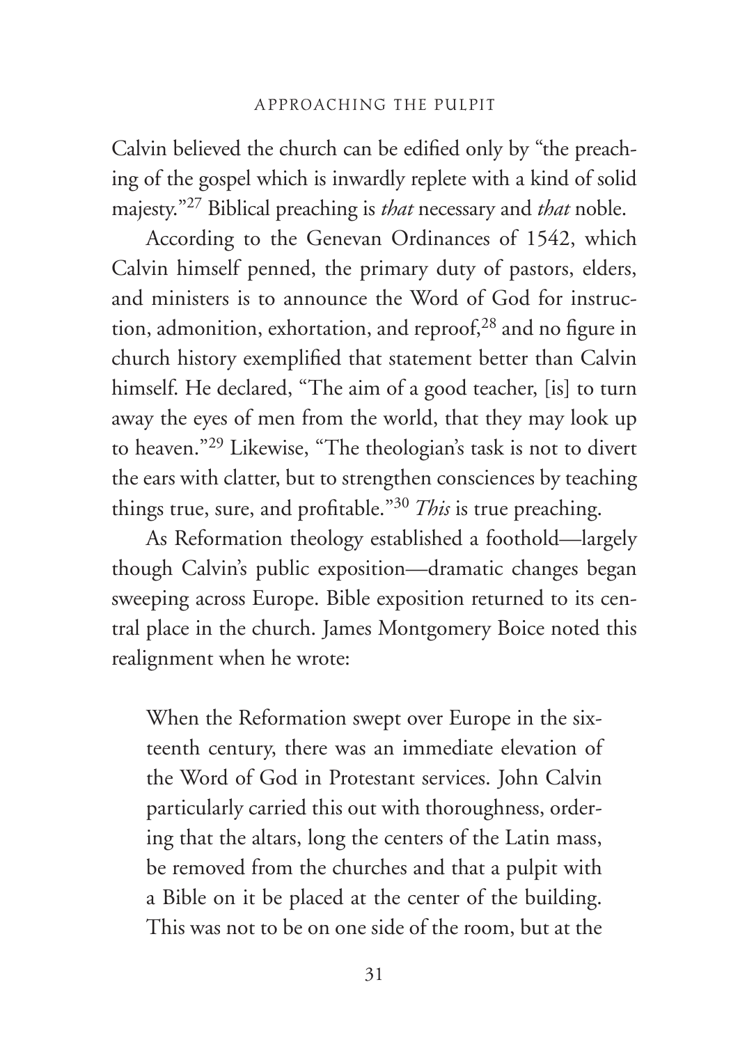Calvin believed the church can be edified only by "the preaching of the gospel which is inwardly replete with a kind of solid majesty."[27] Biblical preaching is *that* necessary and *that* noble.

According to the Genevan Ordinances of 1542, which Calvin himself penned, the primary duty of pastors, elders, and ministers is to announce the Word of God for instruction, admonition, exhortation, and reproof,[28] and no figure in church history exemplified that statement better than Calvin himself. He declared, "The aim of a good teacher, [is] to turn away the eyes of men from the world, that they may look up to heaven."[29] Likewise, "The theologian's task is not to divert the ears with clatter, but to strengthen consciences by teaching things true, sure, and profitable."[30] *This* is true preaching.

As Reformation theology established a foothold—largely though Calvin's public exposition—dramatic changes began sweeping across Europe. Bible exposition returned to its central place in the church. James Montgomery Boice noted this realignment when he wrote:

> When the Reformation swept over Europe in the sixteenth century, there was an immediate elevation of the Word of God in Protestant services. John Calvin particularly carried this out with thoroughness, ordering that the altars, long the centers of the Latin mass, be removed from the churches and that a pulpit with a Bible on it be placed at the center of the building. This was not to be on one side of the room, but at the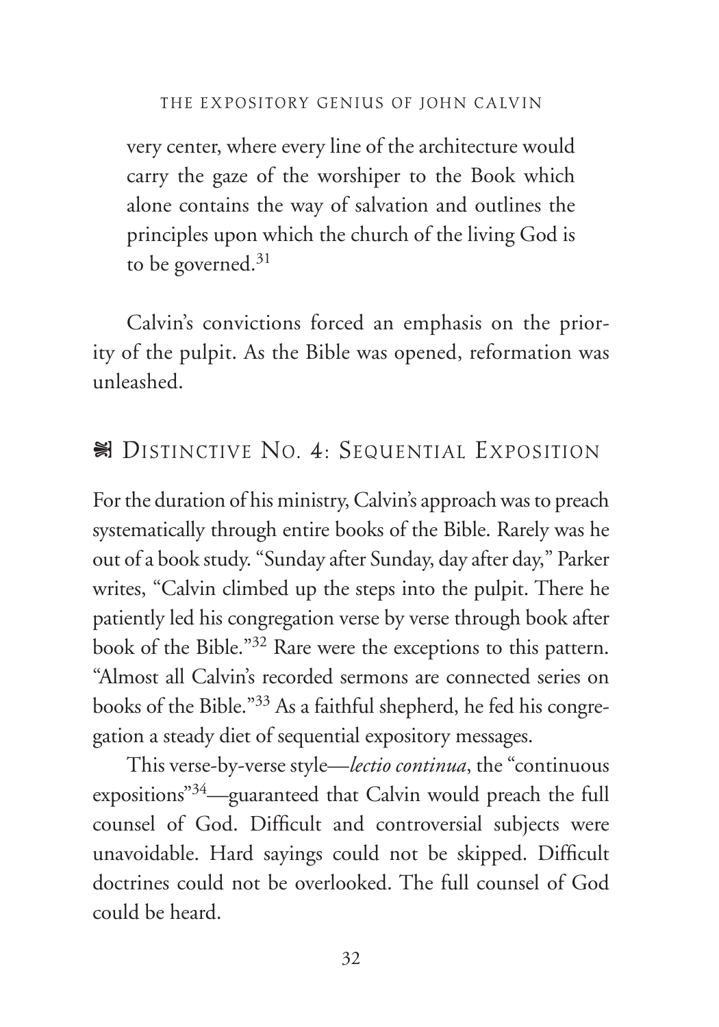very center, where every line of the architecture would carry the gaze of the worshiper to the Book which alone contains the way of salvation and outlines the principles upon which the church of the living God is to be governed.[31]

Calvin's convictions forced an emphasis on the priority of the pulpit. As the Bible was opened, reformation was unleashed.

## Distinctive No. 4: Sequential Exposition

For the duration of his ministry, Calvin's approach was to preach systematically through entire books of the Bible. Rarely was he out of a book study. "Sunday after Sunday, day after day," Parker writes, "Calvin climbed up the steps into the pulpit. There he patiently led his congregation verse by verse through book after book of the Bible."[32] Rare were the exceptions to this pattern. "Almost all Calvin's recorded sermons are connected series on books of the Bible."[33] As a faithful shepherd, he fed his congregation a steady diet of sequential expository messages.

This verse-by-verse style—*lectio continua*, the "continuous expositions"[34]—guaranteed that Calvin would preach the full counsel of God. Difficult and controversial subjects were unavoidable. Hard sayings could not be skipped. Difficult doctrines could not be overlooked. The full counsel of God could be heard.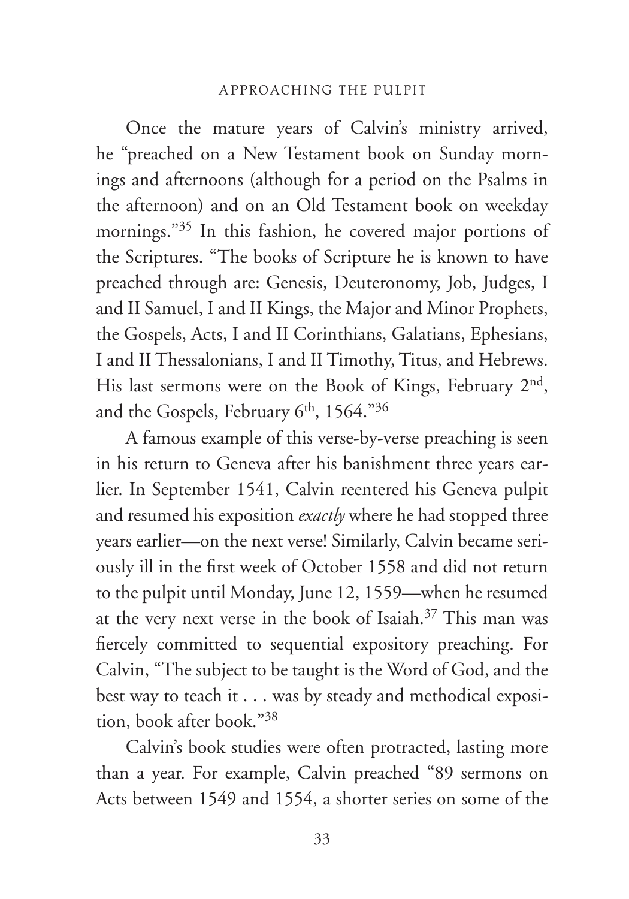Once the mature years of Calvin's ministry arrived, he "preached on a New Testament book on Sunday mornings and afternoons (although for a period on the Psalms in the afternoon) and on an Old Testament book on weekday mornings."[35] In this fashion, he covered major portions of the Scriptures. "The books of Scripture he is known to have preached through are: Genesis, Deuteronomy, Job, Judges, I and II Samuel, I and II Kings, the Major and Minor Prophets, the Gospels, Acts, I and II Corinthians, Galatians, Ephesians, I and II Thessalonians, I and II Timothy, Titus, and Hebrews. His last sermons were on the Book of Kings, February 2nd, and the Gospels, February 6th, 1564."[36]

A famous example of this verse-by-verse preaching is seen in his return to Geneva after his banishment three years earlier. In September 1541, Calvin reentered his Geneva pulpit and resumed his exposition *exactly* where he had stopped three years earlier—on the next verse! Similarly, Calvin became seriously ill in the first week of October 1558 and did not return to the pulpit until Monday, June 12, 1559—when he resumed at the very next verse in the book of Isaiah.[37] This man was fiercely committed to sequential expository preaching. For Calvin, "The subject to be taught is the Word of God, and the best way to teach it . . . was by steady and methodical exposition, book after book."[38]

Calvin's book studies were often protracted, lasting more than a year. For example, Calvin preached "89 sermons on Acts between 1549 and 1554, a shorter series on some of the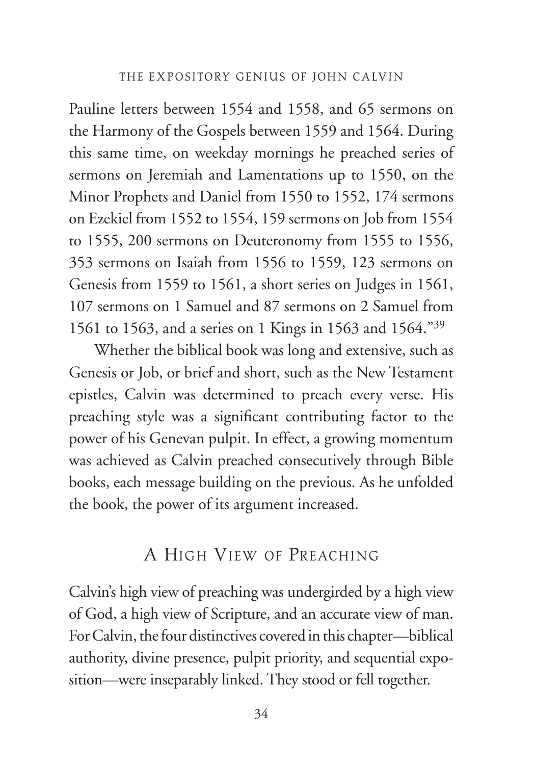Pauline letters between 1554 and 1558, and 65 sermons on the Harmony of the Gospels between 1559 and 1564. During this same time, on weekday mornings he preached series of sermons on Jeremiah and Lamentations up to 1550, on the Minor Prophets and Daniel from 1550 to 1552, 174 sermons on Ezekiel from 1552 to 1554, 159 sermons on Job from 1554 to 1555, 200 sermons on Deuteronomy from 1555 to 1556, 353 sermons on Isaiah from 1556 to 1559, 123 sermons on Genesis from 1559 to 1561, a short series on Judges in 1561, 107 sermons on 1 Samuel and 87 sermons on 2 Samuel from 1561 to 1563, and a series on 1 Kings in 1563 and 1564."[39]

Whether the biblical book was long and extensive, such as Genesis or Job, or brief and short, such as the New Testament epistles, Calvin was determined to preach every verse. His preaching style was a significant contributing factor to the power of his Genevan pulpit. In effect, a growing momentum was achieved as Calvin preached consecutively through Bible books, each message building on the previous. As he unfolded the book, the power of its argument increased.

## A High View of Preaching

Calvin's high view of preaching was undergirded by a high view of God, a high view of Scripture, and an accurate view of man. For Calvin, the four distinctives covered in this chapter—biblical authority, divine presence, pulpit priority, and sequential exposition—were inseparably linked. They stood or fell together.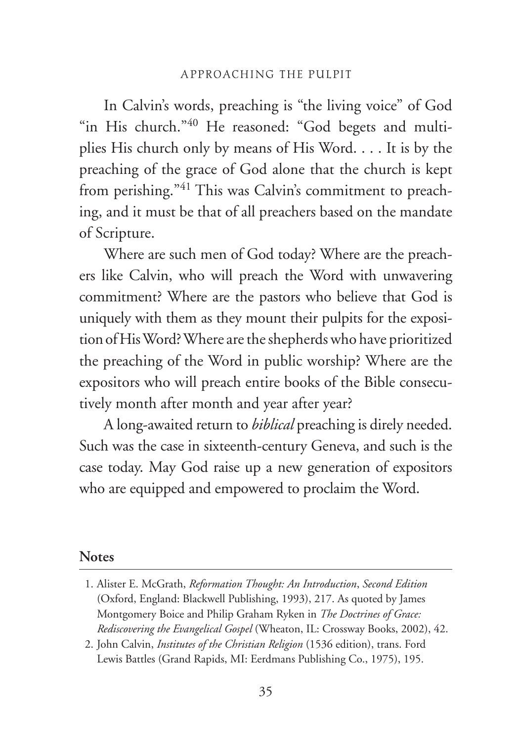In Calvin's words, preaching is "the living voice" of God "in His church."[40] He reasoned: "God begets and multiplies His church only by means of His Word. . . . It is by the preaching of the grace of God alone that the church is kept from perishing."[41] This was Calvin's commitment to preaching, and it must be that of all preachers based on the mandate of Scripture.

Where are such men of God today? Where are the preachers like Calvin, who will preach the Word with unwavering commitment? Where are the pastors who believe that God is uniquely with them as they mount their pulpits for the exposition of His Word? Where are the shepherds who have prioritized the preaching of the Word in public worship? Where are the expositors who will preach entire books of the Bible consecutively month after month and year after year?

A long-awaited return to *biblical* preaching is direly needed. Such was the case in sixteenth-century Geneva, and such is the case today. May God raise up a new generation of expositors who are equipped and empowered to proclaim the Word.

## Notes

1. Alister E. McGrath, *Reformation Thought: An Introduction*, *Second Edition* (Oxford, England: Blackwell Publishing, 1993), 217. As quoted by James Montgomery Boice and Philip Graham Ryken in *The Doctrines of Grace: Rediscovering the Evangelical Gospel* (Wheaton, IL: Crossway Books, 2002), 42.
2. John Calvin, *Institutes of the Christian Religion* (1536 edition), trans. Ford Lewis Battles (Grand Rapids, MI: Eerdmans Publishing Co., 1975), 195.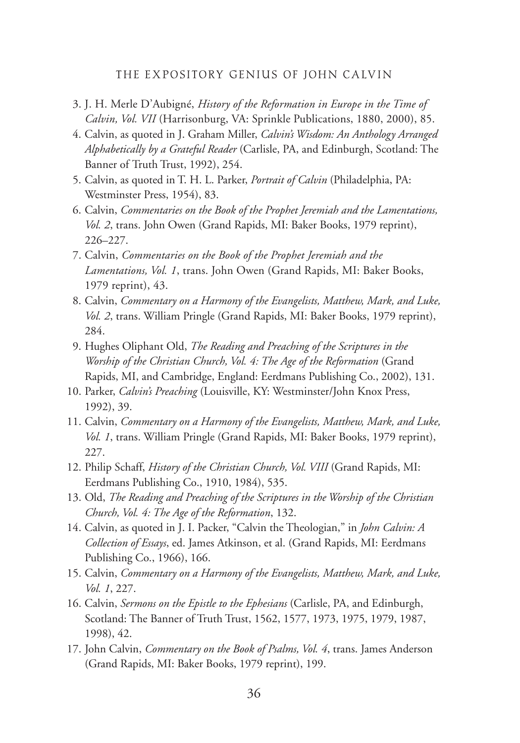3. J. H. Merle D'Aubigné, *History of the Reformation in Europe in the Time of Calvin, Vol. VII* (Harrisonburg, VA: Sprinkle Publications, 1880, 2000), 85.
4. Calvin, as quoted in J. Graham Miller, *Calvin's Wisdom: An Anthology Arranged Alphabetically by a Grateful Reader* (Carlisle, PA, and Edinburgh, Scotland: The Banner of Truth Trust, 1992), 254.
5. Calvin, as quoted in T. H. L. Parker, *Portrait of Calvin* (Philadelphia, PA: Westminster Press, 1954), 83.
6. Calvin, *Commentaries on the Book of the Prophet Jeremiah and the Lamentations, Vol. 2*, trans. John Owen (Grand Rapids, MI: Baker Books, 1979 reprint), 226–227.
7. Calvin, *Commentaries on the Book of the Prophet Jeremiah and the Lamentations, Vol. 1*, trans. John Owen (Grand Rapids, MI: Baker Books, 1979 reprint), 43.
8. Calvin, *Commentary on a Harmony of the Evangelists, Matthew, Mark, and Luke, Vol. 2*, trans. William Pringle (Grand Rapids, MI: Baker Books, 1979 reprint), 284.
9. Hughes Oliphant Old, *The Reading and Preaching of the Scriptures in the Worship of the Christian Church, Vol. 4: The Age of the Reformation* (Grand Rapids, MI, and Cambridge, England: Eerdmans Publishing Co., 2002), 131.
10. Parker, *Calvin's Preaching* (Louisville, KY: Westminster/John Knox Press, 1992), 39.
11. Calvin, *Commentary on a Harmony of the Evangelists, Matthew, Mark, and Luke, Vol. 1*, trans. William Pringle (Grand Rapids, MI: Baker Books, 1979 reprint), 227.
12. Philip Schaff, *History of the Christian Church, Vol. VIII* (Grand Rapids, MI: Eerdmans Publishing Co., 1910, 1984), 535.
13. Old, *The Reading and Preaching of the Scriptures in the Worship of the Christian Church, Vol. 4: The Age of the Reformation*, 132.
14. Calvin, as quoted in J. I. Packer, "Calvin the Theologian," in *John Calvin: A Collection of Essays*, ed. James Atkinson, et al. (Grand Rapids, MI: Eerdmans Publishing Co., 1966), 166.
15. Calvin, *Commentary on a Harmony of the Evangelists, Matthew, Mark, and Luke, Vol. 1*, 227.
16. Calvin, *Sermons on the Epistle to the Ephesians* (Carlisle, PA, and Edinburgh, Scotland: The Banner of Truth Trust, 1562, 1577, 1973, 1975, 1979, 1987, 1998), 42.
17. John Calvin, *Commentary on the Book of Psalms, Vol. 4*, trans. James Anderson (Grand Rapids, MI: Baker Books, 1979 reprint), 199.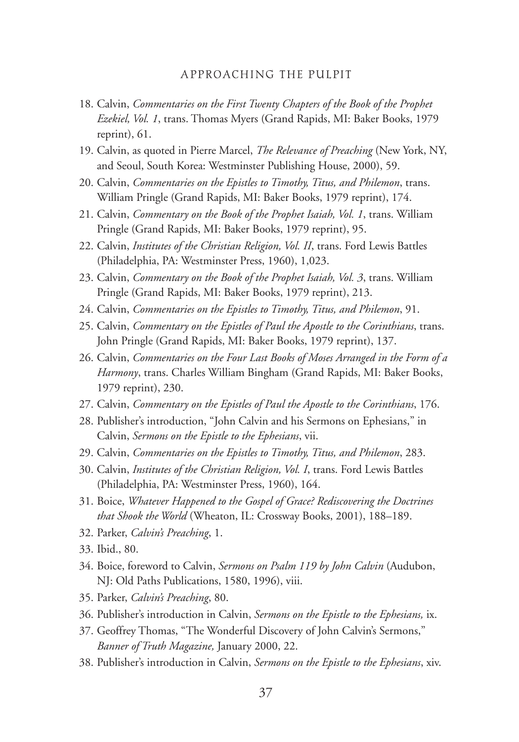18. Calvin, *Commentaries on the First Twenty Chapters of the Book of the Prophet Ezekiel, Vol. 1*, trans. Thomas Myers (Grand Rapids, MI: Baker Books, 1979 reprint), 61.
19. Calvin, as quoted in Pierre Marcel, *The Relevance of Preaching* (New York, NY, and Seoul, South Korea: Westminster Publishing House, 2000), 59.
20. Calvin, *Commentaries on the Epistles to Timothy, Titus, and Philemon*, trans. William Pringle (Grand Rapids, MI: Baker Books, 1979 reprint), 174.
21. Calvin, *Commentary on the Book of the Prophet Isaiah, Vol. 1*, trans. William Pringle (Grand Rapids, MI: Baker Books, 1979 reprint), 95.
22. Calvin, *Institutes of the Christian Religion, Vol. II*, trans. Ford Lewis Battles (Philadelphia, PA: Westminster Press, 1960), 1,023.
23. Calvin, *Commentary on the Book of the Prophet Isaiah, Vol. 3*, trans. William Pringle (Grand Rapids, MI: Baker Books, 1979 reprint), 213.
24. Calvin, *Commentaries on the Epistles to Timothy, Titus, and Philemon*, 91.
25. Calvin, *Commentary on the Epistles of Paul the Apostle to the Corinthians*, trans. John Pringle (Grand Rapids, MI: Baker Books, 1979 reprint), 137.
26. Calvin, *Commentaries on the Four Last Books of Moses Arranged in the Form of a Harmony*, trans. Charles William Bingham (Grand Rapids, MI: Baker Books, 1979 reprint), 230.
27. Calvin, *Commentary on the Epistles of Paul the Apostle to the Corinthians*, 176.
28. Publisher's introduction, "John Calvin and his Sermons on Ephesians," in Calvin, *Sermons on the Epistle to the Ephesians*, vii.
29. Calvin, *Commentaries on the Epistles to Timothy, Titus, and Philemon*, 283.
30. Calvin, *Institutes of the Christian Religion, Vol. I*, trans. Ford Lewis Battles (Philadelphia, PA: Westminster Press, 1960), 164.
31. Boice, *Whatever Happened to the Gospel of Grace? Rediscovering the Doctrines that Shook the World* (Wheaton, IL: Crossway Books, 2001), 188–189.
32. Parker, *Calvin's Preaching*, 1.
33. Ibid., 80.
34. Boice, foreword to Calvin, *Sermons on Psalm 119 by John Calvin* (Audubon, NJ: Old Paths Publications, 1580, 1996), viii.
35. Parker, *Calvin's Preaching*, 80.
36. Publisher's introduction in Calvin, *Sermons on the Epistle to the Ephesians,* ix.
37. Geoffrey Thomas, "The Wonderful Discovery of John Calvin's Sermons," *Banner of Truth Magazine,* January 2000, 22.
38. Publisher's introduction in Calvin, *Sermons on the Epistle to the Ephesians*, xiv.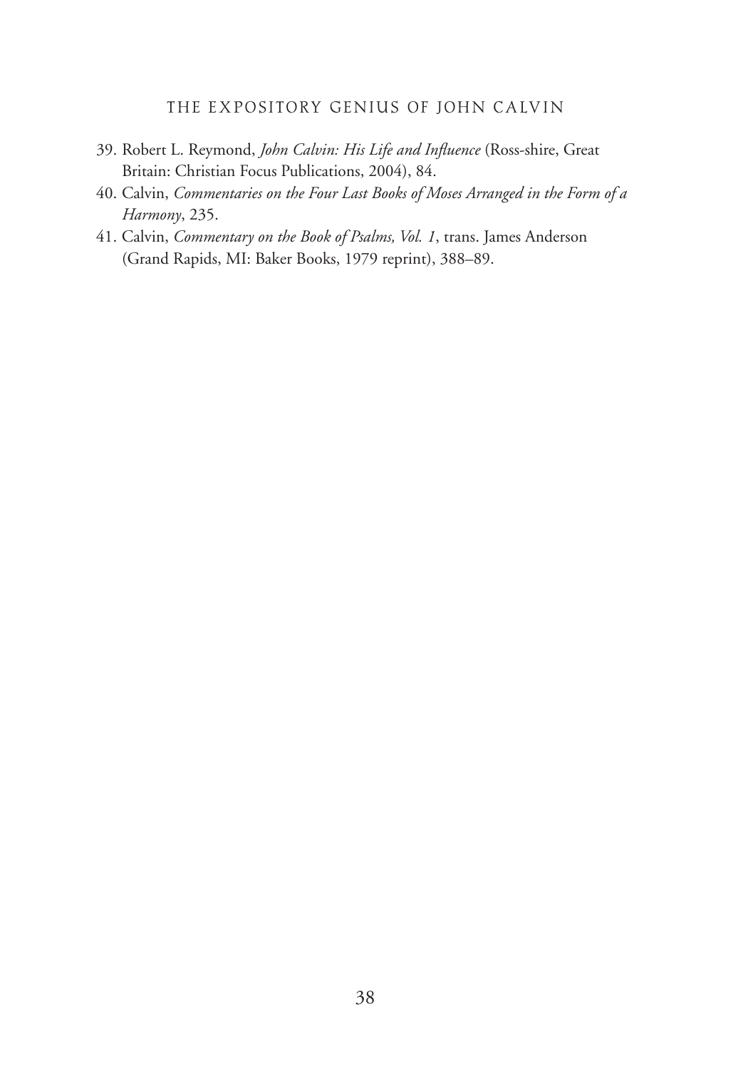39. Robert L. Reymond, *John Calvin: His Life and Influence* (Ross-shire, Great Britain: Christian Focus Publications, 2004), 84.
40. Calvin, *Commentaries on the Four Last Books of Moses Arranged in the Form of a Harmony*, 235.
41. Calvin, *Commentary on the Book of Psalms, Vol. 1*, trans. James Anderson (Grand Rapids, MI: Baker Books, 1979 reprint), 388–89.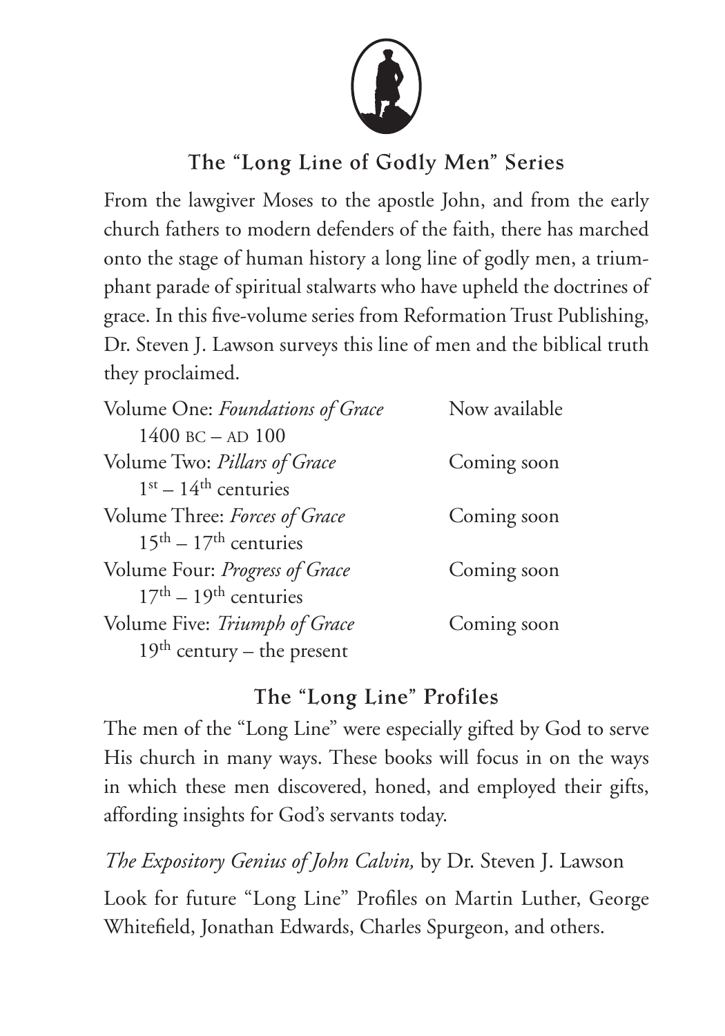## The "Long Line of Godly Men" Series

From the lawgiver Moses to the apostle John, and from the early church fathers to modern defenders of the faith, there has marched onto the stage of human history a long line of godly men, a triumphant parade of spiritual stalwarts who have upheld the doctrines of grace. In this five-volume series from Reformation Trust Publishing, Dr. Steven J. Lawson surveys this line of men and the biblical truth they proclaimed.

| | |
|---|---|
| Volume One: *Foundations of Grace* | Now available |
| 1400 BC – AD 100 | |
| Volume Two: *Pillars of Grace* | Coming soon |
| 1st – 14th centuries | |
| Volume Three: *Forces of Grace* | Coming soon |
| 15th – 17th centuries | |
| Volume Four: *Progress of Grace* | Coming soon |
| 17th – 19th centuries | |
| Volume Five: *Triumph of Grace* | Coming soon |
| 19th century – the present | |

## The "Long Line" Profiles

The men of the "Long Line" were especially gifted by God to serve His church in many ways. These books will focus in on the ways in which these men discovered, honed, and employed their gifts, affording insights for God's servants today.

*The Expository Genius of John Calvin,* by Dr. Steven J. Lawson

Look for future "Long Line" Profiles on Martin Luther, George Whitefield, Jonathan Edwards, Charles Spurgeon, and others.